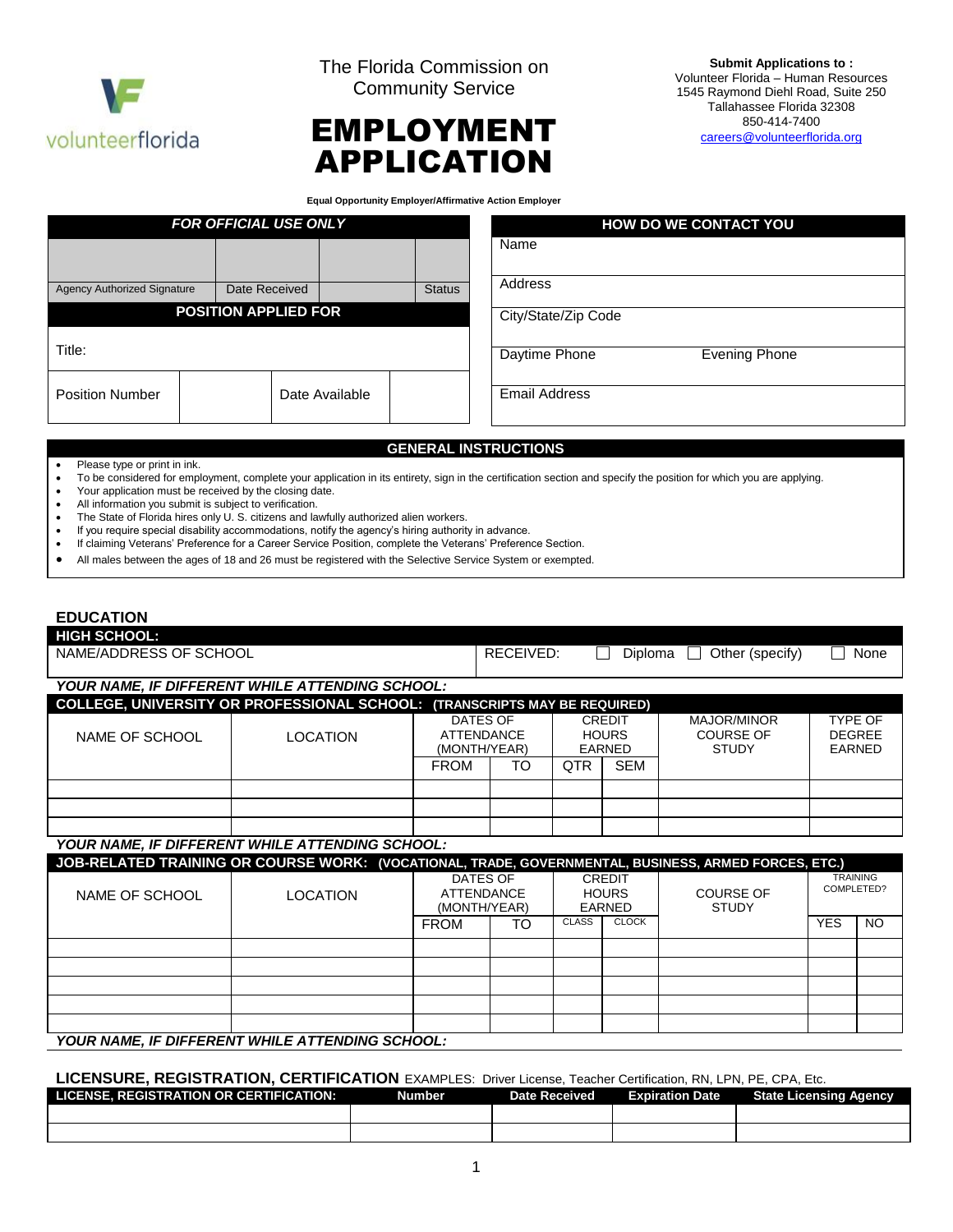volunteerflorida

The Florida Commission on Community Service

# EMPLOYMENT APPLICATION

**Submit Applications to :**
Volunteer Florida – Human Resources
1545 Raymond Diehl Road, Suite 250
Tallahassee Florida 32308
850-414-7400
careers@volunteerflorida.org

**Equal Opportunity Employer/Affirmative Action Employer**

| *FOR OFFICIAL USE ONLY* | | | |
|---|---|---|---|
| | | | |
| Agency Authorized Signature | Date Received | | Status |
| **POSITION APPLIED FOR** | | | |
| Title: | | | |
| Position Number | | Date Available | |

| HOW DO WE CONTACT YOU | |
|---|---|
| Name | |
| Address | |
| City/State/Zip Code | |
| Daytime Phone | Evening Phone |
| Email Address | |

## GENERAL INSTRUCTIONS

- Please type or print in ink.
- To be considered for employment, complete your application in its entirety, sign in the certification section and specify the position for which you are applying.
- Your application must be received by the closing date.
- All information you submit is subject to verification.
- The State of Florida hires only U. S. citizens and lawfully authorized alien workers.
- If you require special disability accommodations, notify the agency's hiring authority in advance.
- If claiming Veterans' Preference for a Career Service Position, complete the Veterans' Preference Section.
- All males between the ages of 18 and 26 must be registered with the Selective Service System or exempted.

## EDUCATION

| HIGH SCHOOL: | |
|---|---|
| NAME/ADDRESS OF SCHOOL | RECEIVED: ☐ Diploma ☐ Other (specify) ☐ None |

***YOUR NAME, IF DIFFERENT WHILE ATTENDING SCHOOL:***

**COLLEGE, UNIVERSITY OR PROFESSIONAL SCHOOL: (TRANSCRIPTS MAY BE REQUIRED)**

| NAME OF SCHOOL | LOCATION | DATES OF ATTENDANCE (MONTH/YEAR) | | CREDIT HOURS EARNED | | MAJOR/MINOR COURSE OF STUDY | TYPE OF DEGREE EARNED |
|---|---|---|---|---|---|---|---|
| | | FROM | TO | QTR | SEM | | |
| | | | | | | | |
| | | | | | | | |
| | | | | | | | |

***YOUR NAME, IF DIFFERENT WHILE ATTENDING SCHOOL:***

**JOB-RELATED TRAINING OR COURSE WORK: (VOCATIONAL, TRADE, GOVERNMENTAL, BUSINESS, ARMED FORCES, ETC.)**

| NAME OF SCHOOL | LOCATION | DATES OF ATTENDANCE (MONTH/YEAR) | | CREDIT HOURS EARNED | | COURSE OF STUDY | TRAINING COMPLETED? | |
|---|---|---|---|---|---|---|---|---|
| | | FROM | TO | CLASS | CLOCK | | YES | NO |
| | | | | | | | | |
| | | | | | | | | |
| | | | | | | | | |
| | | | | | | | | |
| | | | | | | | | |

***YOUR NAME, IF DIFFERENT WHILE ATTENDING SCHOOL:***

## LICENSURE, REGISTRATION, CERTIFICATION

EXAMPLES: Driver License, Teacher Certification, RN, LPN, PE, CPA, Etc.

| LICENSE, REGISTRATION OR CERTIFICATION: | Number | Date Received | Expiration Date | State Licensing Agency |
|---|---|---|---|---|
| | | | | |
| | | | | |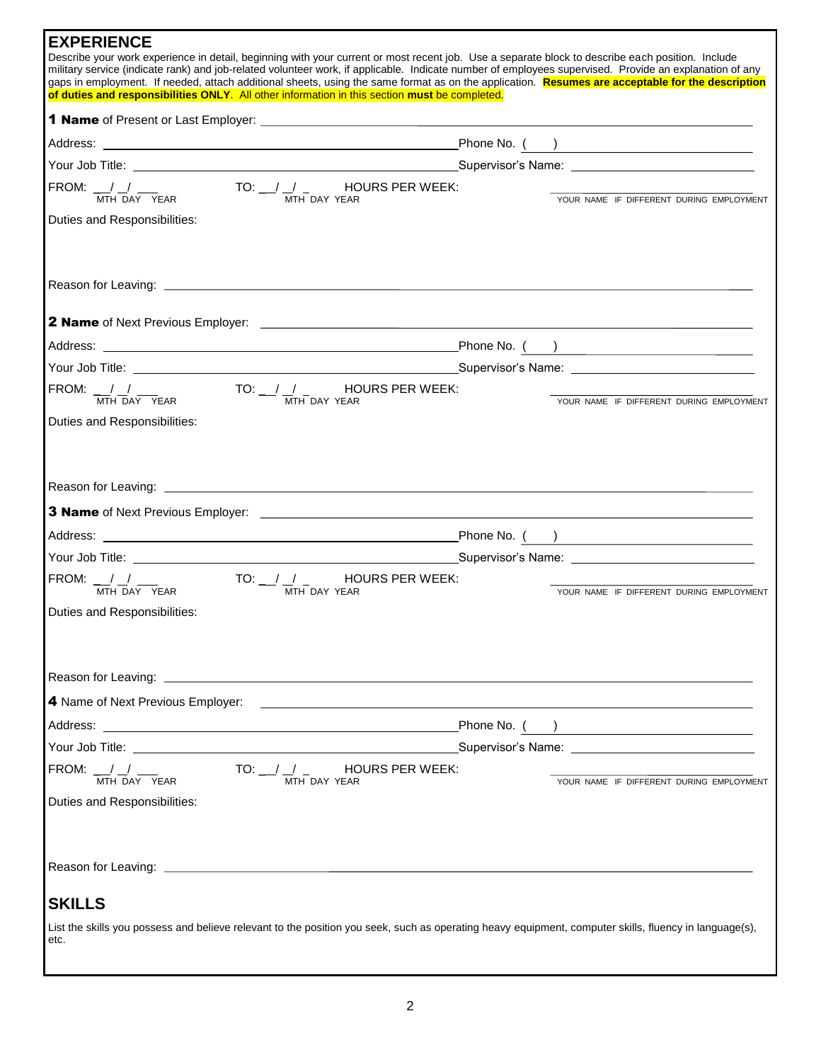## EXPERIENCE

Describe your work experience in detail, beginning with your current or most recent job. Use a separate block to describe each position. Include military service (indicate rank) and job-related volunteer work, if applicable. Indicate number of employees supervised. Provide an explanation of any gaps in employment. If needed, attach additional sheets, using the same format as on the application. **Resumes are acceptable for the description of duties and responsibilities ONLY**. All other information in this section **must** be completed.

**1 Name** of Present or Last Employer: ______________________________

Address: ______________________________ Phone No. ( ) ______________

Your Job Title: ______________________________ Supervisor's Name: ______________

FROM: __/__/___ (MTH DAY YEAR) TO: __/__/_ (MTH DAY YEAR) HOURS PER WEEK: ______________ YOUR NAME IF DIFFERENT DURING EMPLOYMENT

Duties and Responsibilities:

Reason for Leaving: ______________________________

**2 Name** of Next Previous Employer: ______________________________

Address: ______________________________ Phone No. ( ) ______________

Your Job Title: ______________________________ Supervisor's Name: ______________

FROM: __/__/___ (MTH DAY YEAR) TO: __/__/_ (MTH DAY YEAR) HOURS PER WEEK: ______________ YOUR NAME IF DIFFERENT DURING EMPLOYMENT

Duties and Responsibilities:

Reason for Leaving: ______________________________

**3 Name** of Next Previous Employer: ______________________________

Address: ______________________________ Phone No. ( ) ______________

Your Job Title: ______________________________ Supervisor's Name: ______________

FROM: __/__/___ (MTH DAY YEAR) TO: __/__/_ (MTH DAY YEAR) HOURS PER WEEK: ______________ YOUR NAME IF DIFFERENT DURING EMPLOYMENT

Duties and Responsibilities:

Reason for Leaving: ______________________________

**4** Name of Next Previous Employer: ______________________________

Address: ______________________________ Phone No. ( ) ______________

Your Job Title: ______________________________ Supervisor's Name: ______________

FROM: __/__/___ (MTH DAY YEAR) TO: __/__/_ (MTH DAY YEAR) HOURS PER WEEK: ______________ YOUR NAME IF DIFFERENT DURING EMPLOYMENT

Duties and Responsibilities:

Reason for Leaving: ______________________________

## SKILLS

List the skills you possess and believe relevant to the position you seek, such as operating heavy equipment, computer skills, fluency in language(s), etc.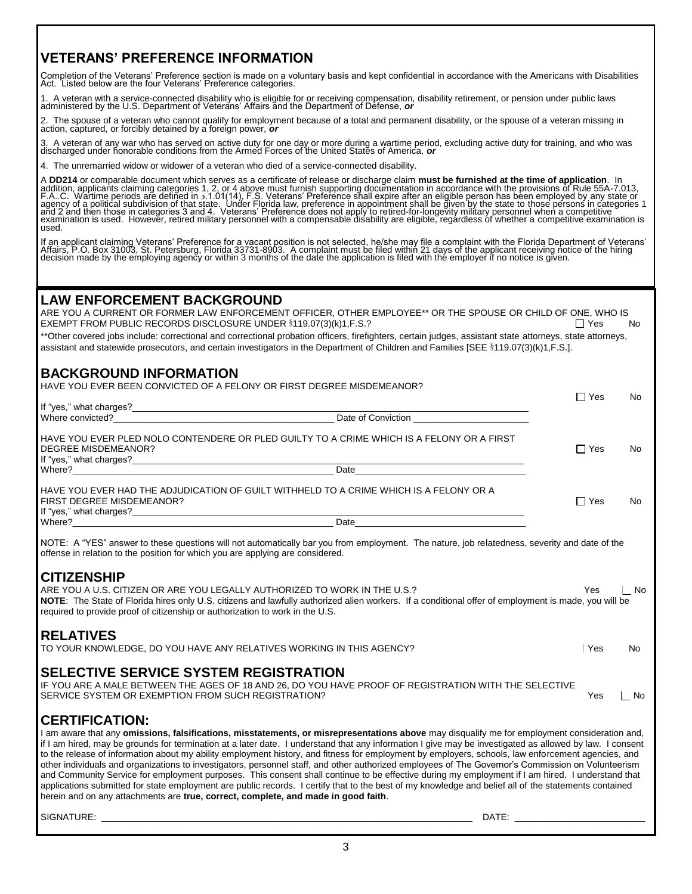## VETERANS' PREFERENCE INFORMATION

Completion of the Veterans' Preference section is made on a voluntary basis and kept confidential in accordance with the Americans with Disabilities Act. Listed below are the four Veterans' Preference categories.

1. A veteran with a service-connected disability who is eligible for or receiving compensation, disability retirement, or pension under public laws administered by the U.S. Department of Veterans' Affairs and the Department of Defense, ***or***

2. The spouse of a veteran who cannot qualify for employment because of a total and permanent disability, or the spouse of a veteran missing in action, captured, or forcibly detained by a foreign power, ***or***

3. A veteran of any war who has served on active duty for one day or more during a wartime period, excluding active duty for training, and who was discharged under honorable conditions from the Armed Forces of the United States of America, ***or***

4. The unremarried widow or widower of a veteran who died of a service-connected disability.

A **DD214** or comparable document which serves as a certificate of release or discharge claim **must be furnished at the time of application**. In addition, applicants claiming categories 1, 2, or 4 above must furnish supporting documentation in accordance with the provisions of Rule 55A-7.013, F.A..C. Wartime periods are defined in ɘ.1.01(14), F.S. Veterans' Preference shall expire after an eligible person has been employed by any state or agency of a political subdivision of that state. Under Florida law, preference in appointment shall be given by the state to those persons in categories 1 and 2 and then those in categories 3 and 4. Veterans' Preference does not apply to retired-for-longevity military personnel when a competitive examination is used. However, retired military personnel with a compensable disability are eligible, regardless of whether a competitive examination is used.

If an applicant claiming Veterans' Preference for a vacant position is not selected, he/she may file a complaint with the Florida Department of Veterans' Affairs, P.O. Box 31003, St. Petersburg, Florida 33731-8903. A complaint must be filed within 21 days of the applicant receiving notice of the hiring decision made by the employing agency or within 3 months of the date the application is filed with the employer if no notice is given.

## LAW ENFORCEMENT BACKGROUND

ARE YOU A CURRENT OR FORMER LAW ENFORCEMENT OFFICER, OTHER EMPLOYEE** OR THE SPOUSE OR CHILD OF ONE, WHO IS EXEMPT FROM PUBLIC RECORDS DISCLOSURE UNDER §119.07(3)(k)1,F.S.? ☐ Yes No

**Other covered jobs include: correctional and correctional probation officers, firefighters, certain judges, assistant state attorneys, state attorneys, assistant and statewide prosecutors, and certain investigators in the Department of Children and Families [SEE §119.07(3)(k)1,F.S.].

## BACKGROUND INFORMATION

HAVE YOU EVER BEEN CONVICTED OF A FELONY OR FIRST DEGREE MISDEMEANOR? ☐ Yes No

If "yes," what charges?\_\_\_\_\_\_\_\_\_\_\_\_\_\_\_\_\_\_\_\_\_\_\_\_\_\_\_\_\_\_\_\_\_\_\_\_\_\_\_\_
Where convicted?\_\_\_\_\_\_\_\_\_\_\_\_\_\_\_\_\_\_\_\_\_\_\_\_ Date of Conviction \_\_\_\_\_\_\_\_\_\_\_\_\_\_\_\_

HAVE YOU EVER PLED NOLO CONTENDERE OR PLED GUILTY TO A CRIME WHICH IS A FELONY OR A FIRST DEGREE MISDEMEANOR? ☐ Yes No

If "yes," what charges?\_\_\_\_\_\_\_\_\_\_\_\_\_\_\_\_\_\_\_\_\_\_\_\_\_\_\_\_\_\_\_\_\_\_\_\_\_\_\_\_
Where?\_\_\_\_\_\_\_\_\_\_\_\_\_\_\_\_\_\_\_\_\_\_\_\_ Date\_\_\_\_\_\_\_\_\_\_\_\_\_\_\_\_

HAVE YOU EVER HAD THE ADJUDICATION OF GUILT WITHHELD TO A CRIME WHICH IS A FELONY OR A FIRST DEGREE MISDEMEANOR? ☐ Yes No

If "yes," what charges?\_\_\_\_\_\_\_\_\_\_\_\_\_\_\_\_\_\_\_\_\_\_\_\_\_\_\_\_\_\_\_\_\_\_\_\_\_\_\_\_
Where?\_\_\_\_\_\_\_\_\_\_\_\_\_\_\_\_\_\_\_\_\_\_\_\_ Date\_\_\_\_\_\_\_\_\_\_\_\_\_\_\_\_

NOTE: A "YES" answer to these questions will not automatically bar you from employment. The nature, job relatedness, severity and date of the offense in relation to the position for which you are applying are considered.

## CITIZENSHIP

ARE YOU A U.S. CITIZEN OR ARE YOU LEGALLY AUTHORIZED TO WORK IN THE U.S.? Yes ☐ No

**NOTE**: The State of Florida hires only U.S. citizens and lawfully authorized alien workers. If a conditional offer of employment is made, you will be required to provide proof of citizenship or authorization to work in the U.S.

## RELATIVES

TO YOUR KNOWLEDGE, DO YOU HAVE ANY RELATIVES WORKING IN THIS AGENCY? ☐ Yes No

## SELECTIVE SERVICE SYSTEM REGISTRATION

IF YOU ARE A MALE BETWEEN THE AGES OF 18 AND 26, DO YOU HAVE PROOF OF REGISTRATION WITH THE SELECTIVE SERVICE SYSTEM OR EXEMPTION FROM SUCH REGISTRATION? Yes ☐ No

## CERTIFICATION:

I am aware that any **omissions, falsifications, misstatements, or misrepresentations above** may disqualify me for employment consideration and, if I am hired, may be grounds for termination at a later date. I understand that any information I give may be investigated as allowed by law. I consent to the release of information about my ability employment history, and fitness for employment by employers, schools, law enforcement agencies, and other individuals and organizations to investigators, personnel staff, and other authorized employees of The Governor's Commission on Volunteerism and Community Service for employment purposes. This consent shall continue to be effective during my employment if I am hired. I understand that applications submitted for state employment are public records. I certify that to the best of my knowledge and belief all of the statements contained herein and on any attachments are **true, correct, complete, and made in good faith**.

SIGNATURE: \_\_\_\_\_\_\_\_\_\_\_\_\_\_\_\_\_\_\_\_\_\_\_\_\_\_\_\_\_\_\_\_\_\_\_\_\_\_\_\_ DATE: \_\_\_\_\_\_\_\_\_\_\_\_\_\_\_\_\_\_\_\_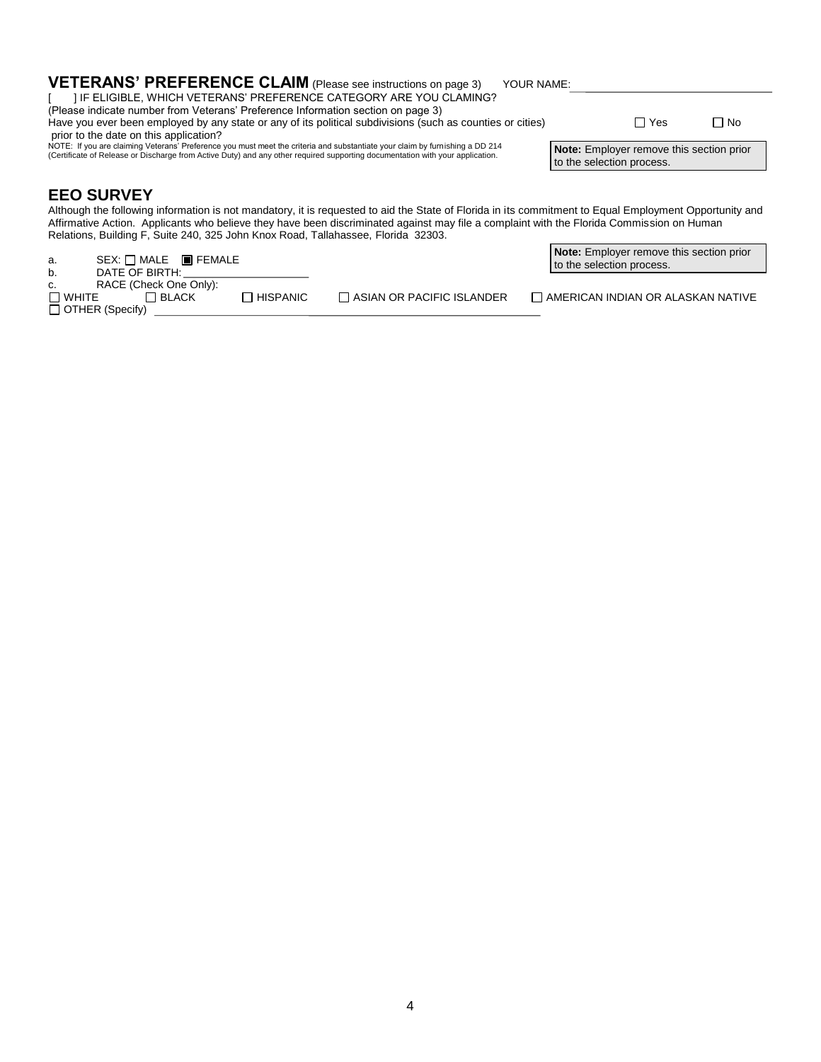## VETERANS' PREFERENCE CLAIM (Please see instructions on page 3)

YOUR NAME: ______________________________

[ ] IF ELIGIBLE, WHICH VETERANS' PREFERENCE CATEGORY ARE YOU CLAMING?
(Please indicate number from Veterans' Preference Information section on page 3)

Have you ever been employed by any state or any of its political subdivisions (such as counties or cities) prior to the date on this application? ☐ Yes ☐ No

NOTE: If you are claiming Veterans' Preference you must meet the criteria and substantiate your claim by furnishing a DD 214 (Certificate of Release or Discharge from Active Duty) and any other required supporting documentation with your application.

**Note:** Employer remove this section prior to the selection process.

## EEO SURVEY

Although the following information is not mandatory, it is requested to aid the State of Florida in its commitment to Equal Employment Opportunity and Affirmative Action. Applicants who believe they have been discriminated against may file a complaint with the Florida Commission on Human Relations, Building F, Suite 240, 325 John Knox Road, Tallahassee, Florida 32303.

**Note:** Employer remove this section prior to the selection process.

a. SEX: ☐ MALE ☒ FEMALE

b. DATE OF BIRTH: ____________________

c. RACE (Check One Only):

☐ WHITE ☐ BLACK ☐ HISPANIC ☐ ASIAN OR PACIFIC ISLANDER ☐ AMERICAN INDIAN OR ALASKAN NATIVE

☐ OTHER (Specify) ______________________________